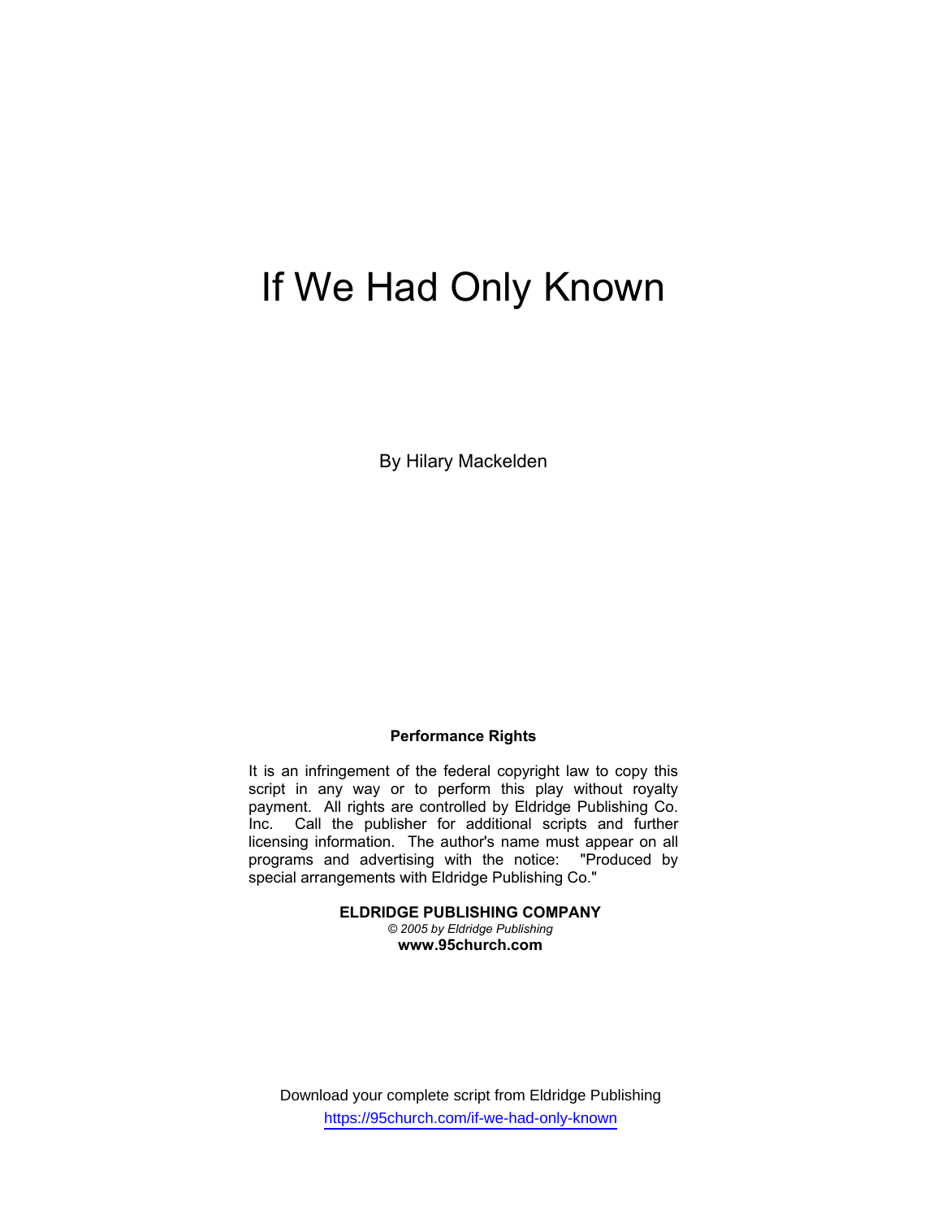# If We Had Only Known

By Hilary Mackelden

**Performance Rights**

It is an infringement of the federal copyright law to copy this script in any way or to perform this play without royalty payment. All rights are controlled by Eldridge Publishing Co. Inc. Call the publisher for additional scripts and further licensing information. The author's name must appear on all programs and advertising with the notice: "Produced by special arrangements with Eldridge Publishing Co."

**ELDRIDGE PUBLISHING COMPANY**
*© 2005 by Eldridge Publishing*
**www.95church.com**

Download your complete script from Eldridge Publishing
https://95church.com/if-we-had-only-known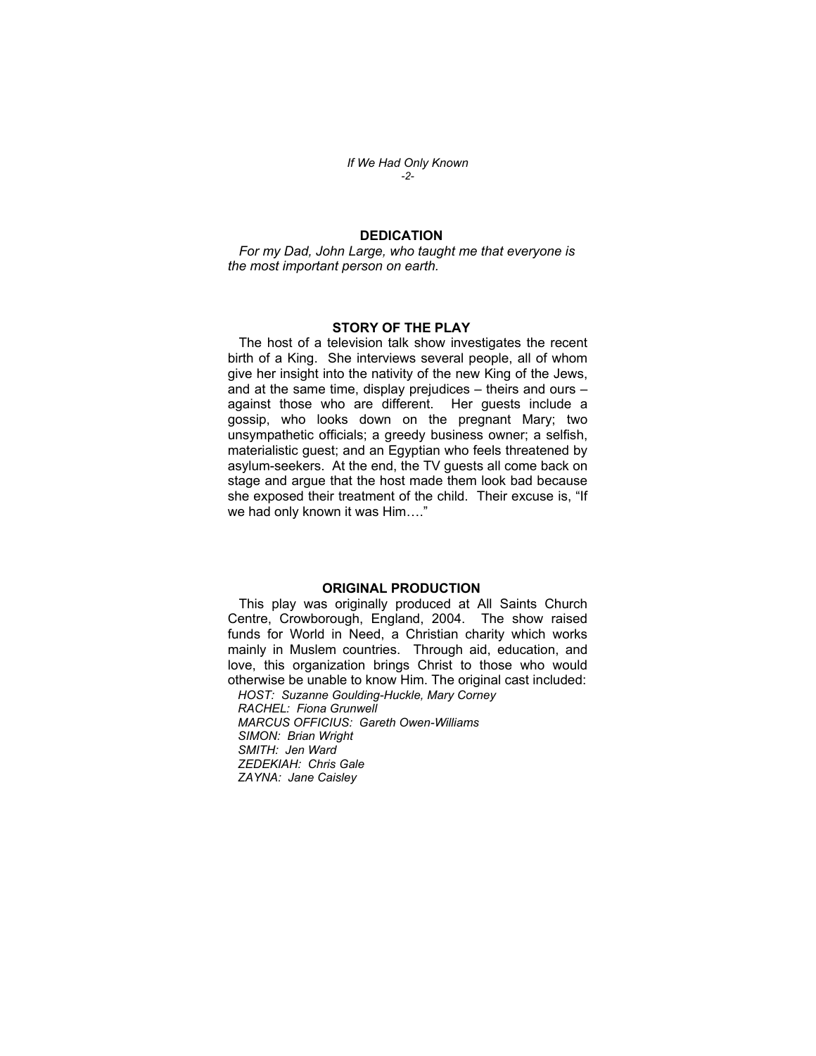## DEDICATION

*For my Dad, John Large, who taught me that everyone is the most important person on earth.*

## STORY OF THE PLAY

The host of a television talk show investigates the recent birth of a King. She interviews several people, all of whom give her insight into the nativity of the new King of the Jews, and at the same time, display prejudices – theirs and ours – against those who are different. Her guests include a gossip, who looks down on the pregnant Mary; two unsympathetic officials; a greedy business owner; a selfish, materialistic guest; and an Egyptian who feels threatened by asylum-seekers. At the end, the TV guests all come back on stage and argue that the host made them look bad because she exposed their treatment of the child. Their excuse is, "If we had only known it was Him…."

## ORIGINAL PRODUCTION

This play was originally produced at All Saints Church Centre, Crowborough, England, 2004. The show raised funds for World in Need, a Christian charity which works mainly in Muslem countries. Through aid, education, and love, this organization brings Christ to those who would otherwise be unable to know Him. The original cast included:

*HOST: Suzanne Goulding-Huckle, Mary Corney*
*RACHEL: Fiona Grunwell*
*MARCUS OFFICIUS: Gareth Owen-Williams*
*SIMON: Brian Wright*
*SMITH: Jen Ward*
*ZEDEKIAH: Chris Gale*
*ZAYNA: Jane Caisley*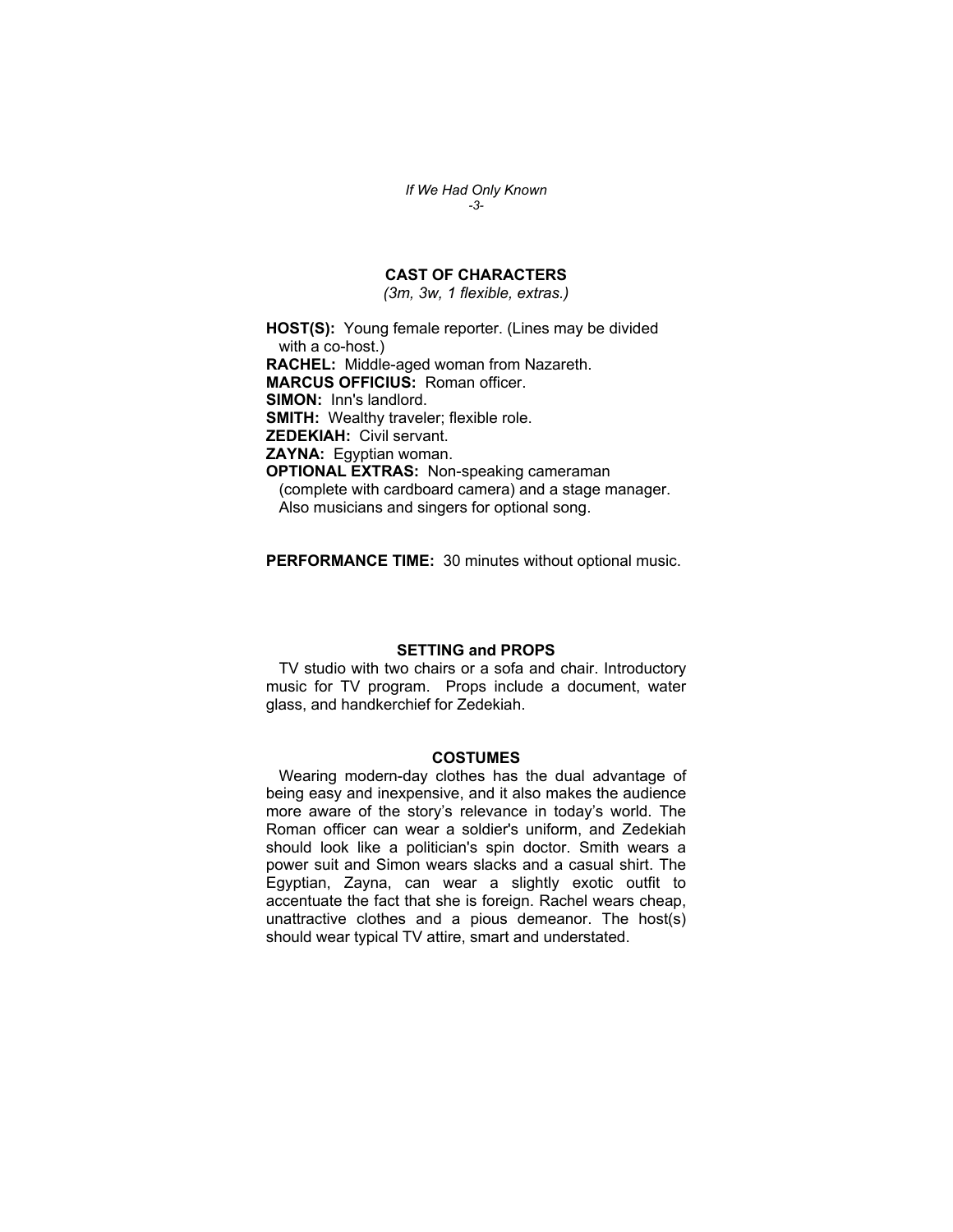## CAST OF CHARACTERS

*(3m, 3w, 1 flexible, extras.)*

**HOST(S):** Young female reporter. (Lines may be divided with a co-host.)
**RACHEL:** Middle-aged woman from Nazareth.
**MARCUS OFFICIUS:** Roman officer.
**SIMON:** Inn's landlord.
**SMITH:** Wealthy traveler; flexible role.
**ZEDEKIAH:** Civil servant.
**ZAYNA:** Egyptian woman.
**OPTIONAL EXTRAS:** Non-speaking cameraman (complete with cardboard camera) and a stage manager. Also musicians and singers for optional song.

**PERFORMANCE TIME:** 30 minutes without optional music.

## SETTING and PROPS

TV studio with two chairs or a sofa and chair. Introductory music for TV program. Props include a document, water glass, and handkerchief for Zedekiah.

## COSTUMES

Wearing modern-day clothes has the dual advantage of being easy and inexpensive, and it also makes the audience more aware of the story's relevance in today's world. The Roman officer can wear a soldier's uniform, and Zedekiah should look like a politician's spin doctor. Smith wears a power suit and Simon wears slacks and a casual shirt. The Egyptian, Zayna, can wear a slightly exotic outfit to accentuate the fact that she is foreign. Rachel wears cheap, unattractive clothes and a pious demeanor. The host(s) should wear typical TV attire, smart and understated.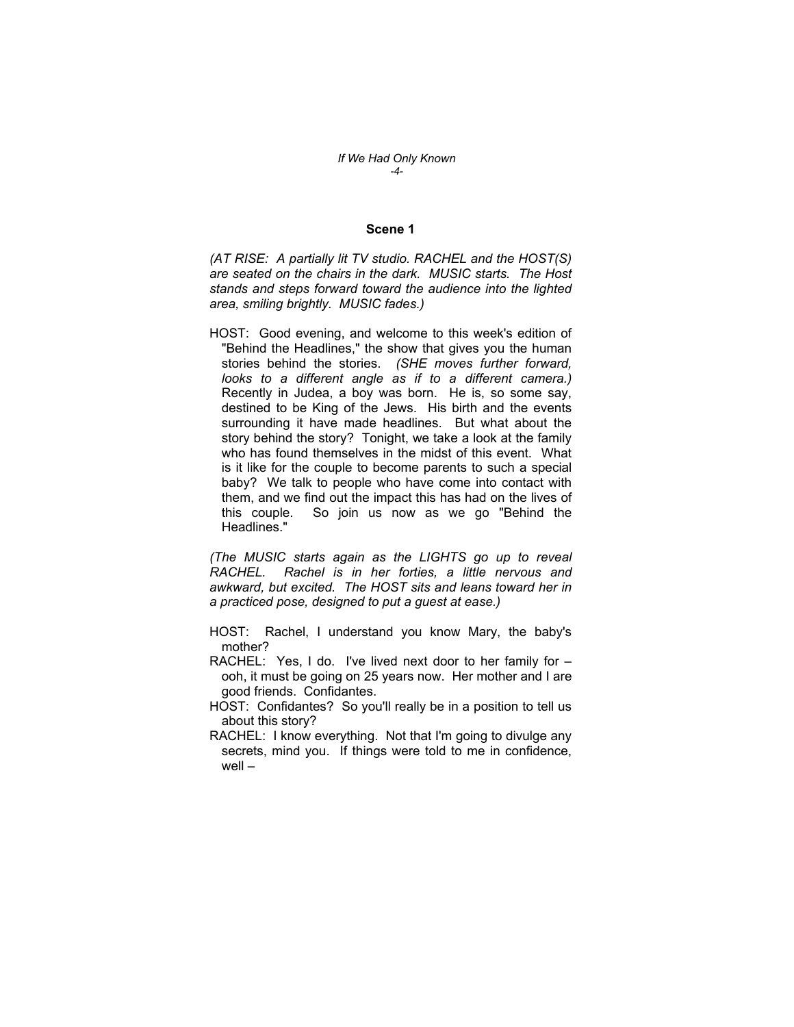## Scene 1

*(AT RISE: A partially lit TV studio. RACHEL and the HOST(S) are seated on the chairs in the dark. MUSIC starts. The Host stands and steps forward toward the audience into the lighted area, smiling brightly. MUSIC fades.)*

HOST: Good evening, and welcome to this week's edition of "Behind the Headlines," the show that gives you the human stories behind the stories. *(SHE moves further forward, looks to a different angle as if to a different camera.)* Recently in Judea, a boy was born. He is, so some say, destined to be King of the Jews. His birth and the events surrounding it have made headlines. But what about the story behind the story? Tonight, we take a look at the family who has found themselves in the midst of this event. What is it like for the couple to become parents to such a special baby? We talk to people who have come into contact with them, and we find out the impact this has had on the lives of this couple. So join us now as we go "Behind the Headlines."

*(The MUSIC starts again as the LIGHTS go up to reveal RACHEL. Rachel is in her forties, a little nervous and awkward, but excited. The HOST sits and leans toward her in a practiced pose, designed to put a guest at ease.)*

HOST: Rachel, I understand you know Mary, the baby's mother?

RACHEL: Yes, I do. I've lived next door to her family for – ooh, it must be going on 25 years now. Her mother and I are good friends. Confidantes.

HOST: Confidantes? So you'll really be in a position to tell us about this story?

RACHEL: I know everything. Not that I'm going to divulge any secrets, mind you. If things were told to me in confidence, well –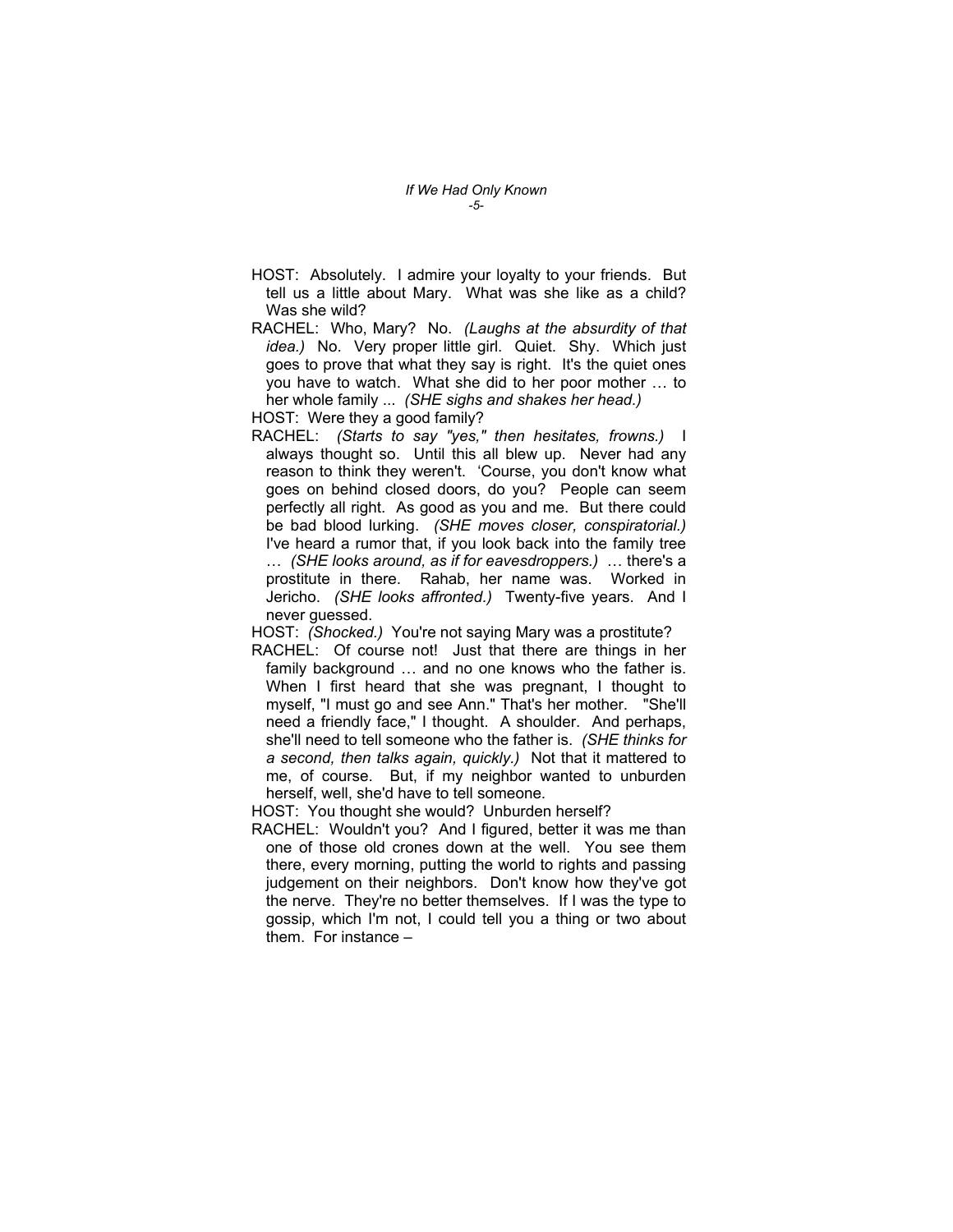HOST: Absolutely. I admire your loyalty to your friends. But tell us a little about Mary. What was she like as a child? Was she wild?

RACHEL: Who, Mary? No. *(Laughs at the absurdity of that idea.)* No. Very proper little girl. Quiet. Shy. Which just goes to prove that what they say is right. It's the quiet ones you have to watch. What she did to her poor mother … to her whole family ... *(SHE sighs and shakes her head.)*

HOST: Were they a good family?

RACHEL: *(Starts to say "yes," then hesitates, frowns.)* I always thought so. Until this all blew up. Never had any reason to think they weren't. 'Course, you don't know what goes on behind closed doors, do you? People can seem perfectly all right. As good as you and me. But there could be bad blood lurking. *(SHE moves closer, conspiratorial.)* I've heard a rumor that, if you look back into the family tree … *(SHE looks around, as if for eavesdroppers.)* … there's a prostitute in there. Rahab, her name was. Worked in Jericho. *(SHE looks affronted.)* Twenty-five years. And I never guessed.

HOST: *(Shocked.)* You're not saying Mary was a prostitute?

RACHEL: Of course not! Just that there are things in her family background … and no one knows who the father is. When I first heard that she was pregnant, I thought to myself, "I must go and see Ann." That's her mother. "She'll need a friendly face," I thought. A shoulder. And perhaps, she'll need to tell someone who the father is. *(SHE thinks for a second, then talks again, quickly.)* Not that it mattered to me, of course. But, if my neighbor wanted to unburden herself, well, she'd have to tell someone.

HOST: You thought she would? Unburden herself?

RACHEL: Wouldn't you? And I figured, better it was me than one of those old crones down at the well. You see them there, every morning, putting the world to rights and passing judgement on their neighbors. Don't know how they've got the nerve. They're no better themselves. If I was the type to gossip, which I'm not, I could tell you a thing or two about them. For instance –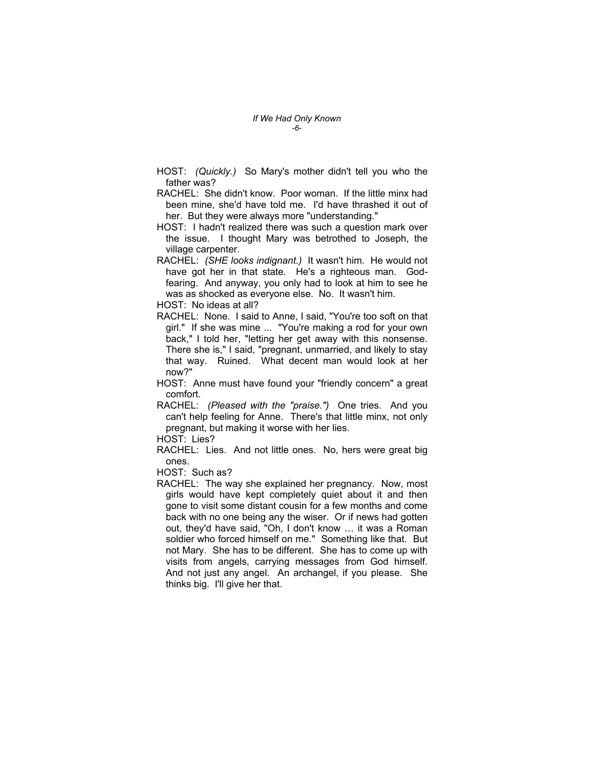HOST: *(Quickly.)* So Mary's mother didn't tell you who the father was?

RACHEL: She didn't know. Poor woman. If the little minx had been mine, she'd have told me. I'd have thrashed it out of her. But they were always more "understanding."

HOST: I hadn't realized there was such a question mark over the issue. I thought Mary was betrothed to Joseph, the village carpenter.

RACHEL: *(SHE looks indignant.)* It wasn't him. He would not have got her in that state. He's a righteous man. God-fearing. And anyway, you only had to look at him to see he was as shocked as everyone else. No. It wasn't him.

HOST: No ideas at all?

RACHEL: None. I said to Anne, I said, "You're too soft on that girl." If she was mine ... "You're making a rod for your own back," I told her, "letting her get away with this nonsense. There she is," I said, "pregnant, unmarried, and likely to stay that way. Ruined. What decent man would look at her now?"

HOST: Anne must have found your "friendly concern" a great comfort.

RACHEL: *(Pleased with the "praise.")* One tries. And you can't help feeling for Anne. There's that little minx, not only pregnant, but making it worse with her lies.

HOST: Lies?

RACHEL: Lies. And not little ones. No, hers were great big ones.

HOST: Such as?

RACHEL: The way she explained her pregnancy. Now, most girls would have kept completely quiet about it and then gone to visit some distant cousin for a few months and come back with no one being any the wiser. Or if news had gotten out, they'd have said, "Oh, I don't know … it was a Roman soldier who forced himself on me." Something like that. But not Mary. She has to be different. She has to come up with visits from angels, carrying messages from God himself. And not just any angel. An archangel, if you please. She thinks big. I'll give her that.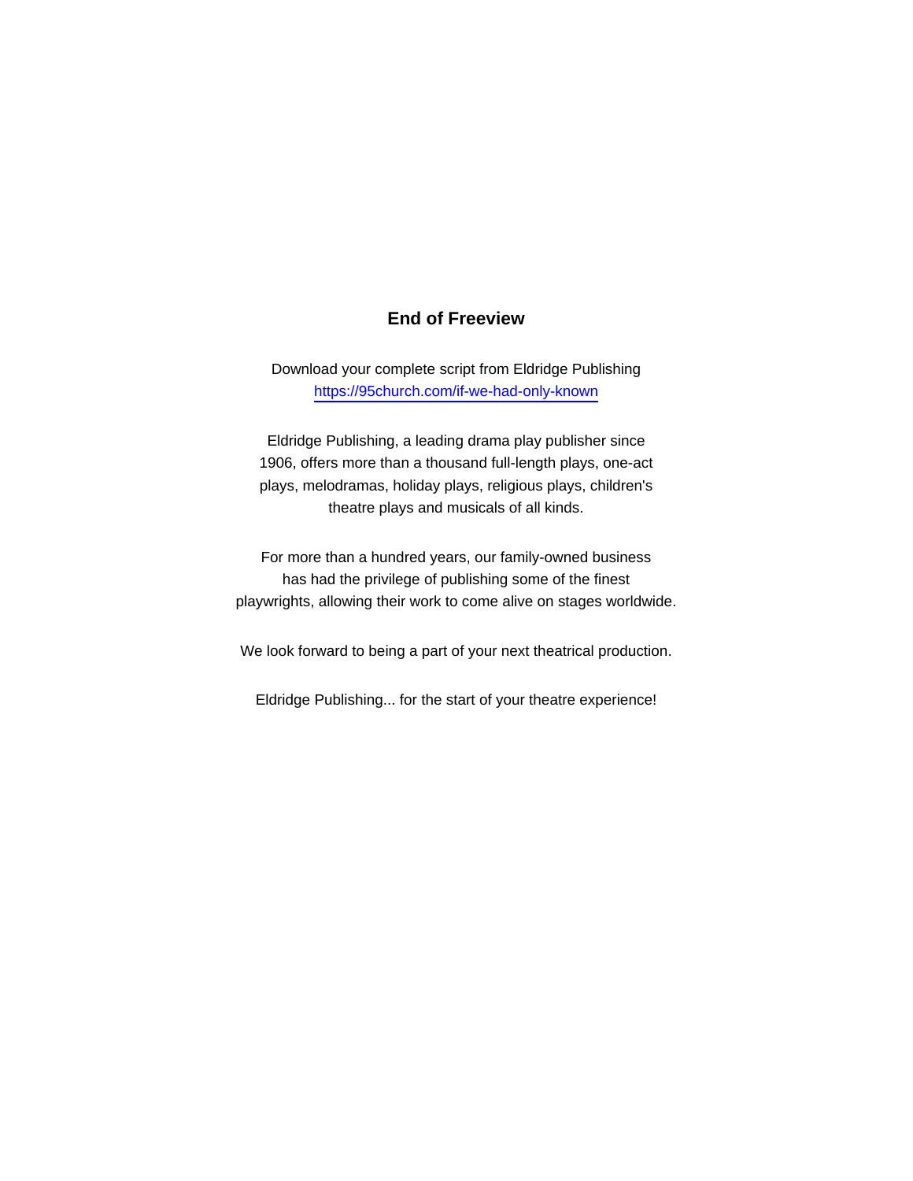## End of Freeview

Download your complete script from Eldridge Publishing
[https://95church.com/if-we-had-only-known](https://95church.com/if-we-had-only-known)

Eldridge Publishing, a leading drama play publisher since 1906, offers more than a thousand full-length plays, one-act plays, melodramas, holiday plays, religious plays, children's theatre plays and musicals of all kinds.

For more than a hundred years, our family-owned business has had the privilege of publishing some of the finest playwrights, allowing their work to come alive on stages worldwide.

We look forward to being a part of your next theatrical production.

Eldridge Publishing... for the start of your theatre experience!